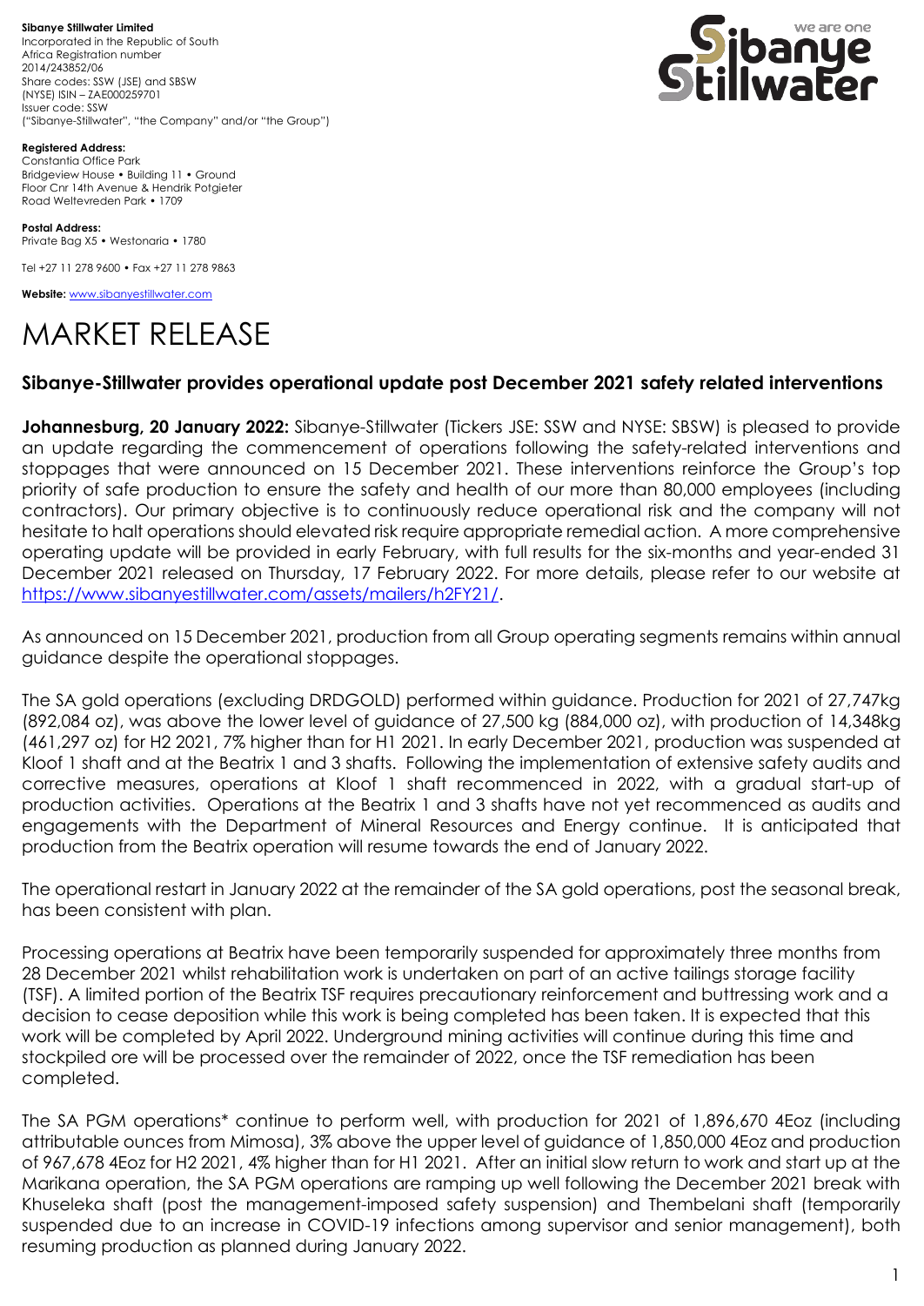**Sibanye Stillwater Limited**
Incorporated in the Republic of South Africa Registration number 2014/243852/06
Share codes: SSW (JSE) and SBSW (NYSE) ISIN – ZAE000259701
Issuer code: SSW
("Sibanye-Stillwater", "the Company" and/or "the Group")

**Registered Address:**
Constantia Office Park
Bridgeview House • Building 11 • Ground Floor Cnr 14th Avenue & Hendrik Potgieter Road Weltevreden Park • 1709

**Postal Address:**
Private Bag X5 • Westonaria • 1780

Tel +27 11 278 9600 • Fax +27 11 278 9863

**Website:** www.sibanyestillwater.com

# MARKET RELEASE

## Sibanye-Stillwater provides operational update post December 2021 safety related interventions

**Johannesburg, 20 January 2022:** Sibanye-Stillwater (Tickers JSE: SSW and NYSE: SBSW) is pleased to provide an update regarding the commencement of operations following the safety-related interventions and stoppages that were announced on 15 December 2021. These interventions reinforce the Group's top priority of safe production to ensure the safety and health of our more than 80,000 employees (including contractors). Our primary objective is to continuously reduce operational risk and the company will not hesitate to halt operations should elevated risk require appropriate remedial action. A more comprehensive operating update will be provided in early February, with full results for the six-months and year-ended 31 December 2021 released on Thursday, 17 February 2022. For more details, please refer to our website at https://www.sibanyestillwater.com/assets/mailers/h2FY21/.

As announced on 15 December 2021, production from all Group operating segments remains within annual guidance despite the operational stoppages.

The SA gold operations (excluding DRDGOLD) performed within guidance. Production for 2021 of 27,747kg (892,084 oz), was above the lower level of guidance of 27,500 kg (884,000 oz), with production of 14,348kg (461,297 oz) for H2 2021, 7% higher than for H1 2021. In early December 2021, production was suspended at Kloof 1 shaft and at the Beatrix 1 and 3 shafts. Following the implementation of extensive safety audits and corrective measures, operations at Kloof 1 shaft recommenced in 2022, with a gradual start-up of production activities. Operations at the Beatrix 1 and 3 shafts have not yet recommenced as audits and engagements with the Department of Mineral Resources and Energy continue. It is anticipated that production from the Beatrix operation will resume towards the end of January 2022.

The operational restart in January 2022 at the remainder of the SA gold operations, post the seasonal break, has been consistent with plan.

Processing operations at Beatrix have been temporarily suspended for approximately three months from 28 December 2021 whilst rehabilitation work is undertaken on part of an active tailings storage facility (TSF). A limited portion of the Beatrix TSF requires precautionary reinforcement and buttressing work and a decision to cease deposition while this work is being completed has been taken. It is expected that this work will be completed by April 2022. Underground mining activities will continue during this time and stockpiled ore will be processed over the remainder of 2022, once the TSF remediation has been completed.

The SA PGM operations* continue to perform well, with production for 2021 of 1,896,670 4Eoz (including attributable ounces from Mimosa), 3% above the upper level of guidance of 1,850,000 4Eoz and production of 967,678 4Eoz for H2 2021, 4% higher than for H1 2021. After an initial slow return to work and start up at the Marikana operation, the SA PGM operations are ramping up well following the December 2021 break with Khuseleka shaft (post the management-imposed safety suspension) and Thembelani shaft (temporarily suspended due to an increase in COVID-19 infections among supervisor and senior management), both resuming production as planned during January 2022.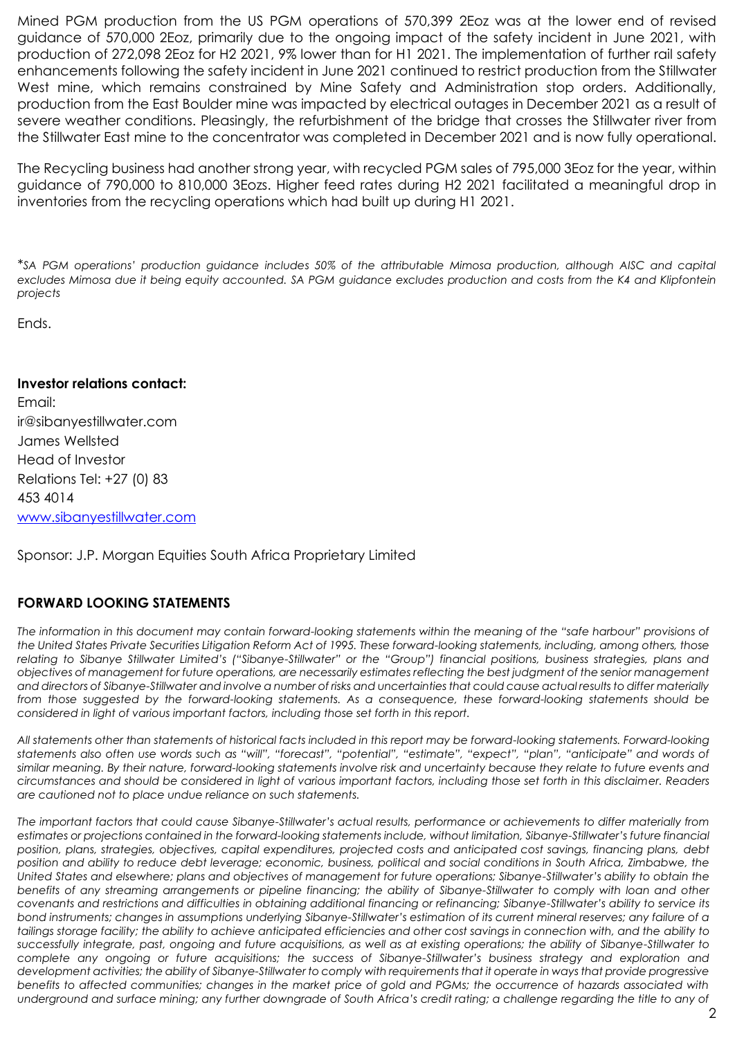Mined PGM production from the US PGM operations of 570,399 2Eoz was at the lower end of revised guidance of 570,000 2Eoz, primarily due to the ongoing impact of the safety incident in June 2021, with production of 272,098 2Eoz for H2 2021, 9% lower than for H1 2021. The implementation of further rail safety enhancements following the safety incident in June 2021 continued to restrict production from the Stillwater West mine, which remains constrained by Mine Safety and Administration stop orders. Additionally, production from the East Boulder mine was impacted by electrical outages in December 2021 as a result of severe weather conditions. Pleasingly, the refurbishment of the bridge that crosses the Stillwater river from the Stillwater East mine to the concentrator was completed in December 2021 and is now fully operational.

The Recycling business had another strong year, with recycled PGM sales of 795,000 3Eoz for the year, within guidance of 790,000 to 810,000 3Eozs. Higher feed rates during H2 2021 facilitated a meaningful drop in inventories from the recycling operations which had built up during H1 2021.

*\*SA PGM operations' production guidance includes 50% of the attributable Mimosa production, although AISC and capital excludes Mimosa due it being equity accounted. SA PGM guidance excludes production and costs from the K4 and Klipfontein projects*

Ends.

**Investor relations contact:**
Email:
ir@sibanyestillwater.com
James Wellsted
Head of Investor
Relations Tel: +27 (0) 83
453 4014
www.sibanyestillwater.com

Sponsor: J.P. Morgan Equities South Africa Proprietary Limited

## FORWARD LOOKING STATEMENTS

*The information in this document may contain forward-looking statements within the meaning of the "safe harbour" provisions of the United States Private Securities Litigation Reform Act of 1995. These forward-looking statements, including, among others, those relating to Sibanye Stillwater Limited's ("Sibanye-Stillwater" or the "Group") financial positions, business strategies, plans and objectives of management for future operations, are necessarily estimates reflecting the best judgment of the senior management and directors of Sibanye-Stillwater and involve a number of risks and uncertainties that could cause actual results to differ materially from those suggested by the forward-looking statements. As a consequence, these forward-looking statements should be considered in light of various important factors, including those set forth in this report.*

*All statements other than statements of historical facts included in this report may be forward-looking statements. Forward-looking statements also often use words such as "will", "forecast", "potential", "estimate", "expect", "plan", "anticipate" and words of similar meaning. By their nature, forward-looking statements involve risk and uncertainty because they relate to future events and circumstances and should be considered in light of various important factors, including those set forth in this disclaimer. Readers are cautioned not to place undue reliance on such statements.*

*The important factors that could cause Sibanye-Stillwater's actual results, performance or achievements to differ materially from estimates or projections contained in the forward-looking statements include, without limitation, Sibanye-Stillwater's future financial position, plans, strategies, objectives, capital expenditures, projected costs and anticipated cost savings, financing plans, debt position and ability to reduce debt leverage; economic, business, political and social conditions in South Africa, Zimbabwe, the United States and elsewhere; plans and objectives of management for future operations; Sibanye-Stillwater's ability to obtain the benefits of any streaming arrangements or pipeline financing; the ability of Sibanye-Stillwater to comply with loan and other covenants and restrictions and difficulties in obtaining additional financing or refinancing; Sibanye-Stillwater's ability to service its bond instruments; changes in assumptions underlying Sibanye-Stillwater's estimation of its current mineral reserves; any failure of a tailings storage facility; the ability to achieve anticipated efficiencies and other cost savings in connection with, and the ability to successfully integrate, past, ongoing and future acquisitions, as well as at existing operations; the ability of Sibanye-Stillwater to complete any ongoing or future acquisitions; the success of Sibanye-Stillwater's business strategy and exploration and development activities; the ability of Sibanye-Stillwater to comply with requirements that it operate in ways that provide progressive benefits to affected communities; changes in the market price of gold and PGMs; the occurrence of hazards associated with underground and surface mining; any further downgrade of South Africa's credit rating; a challenge regarding the title to any of*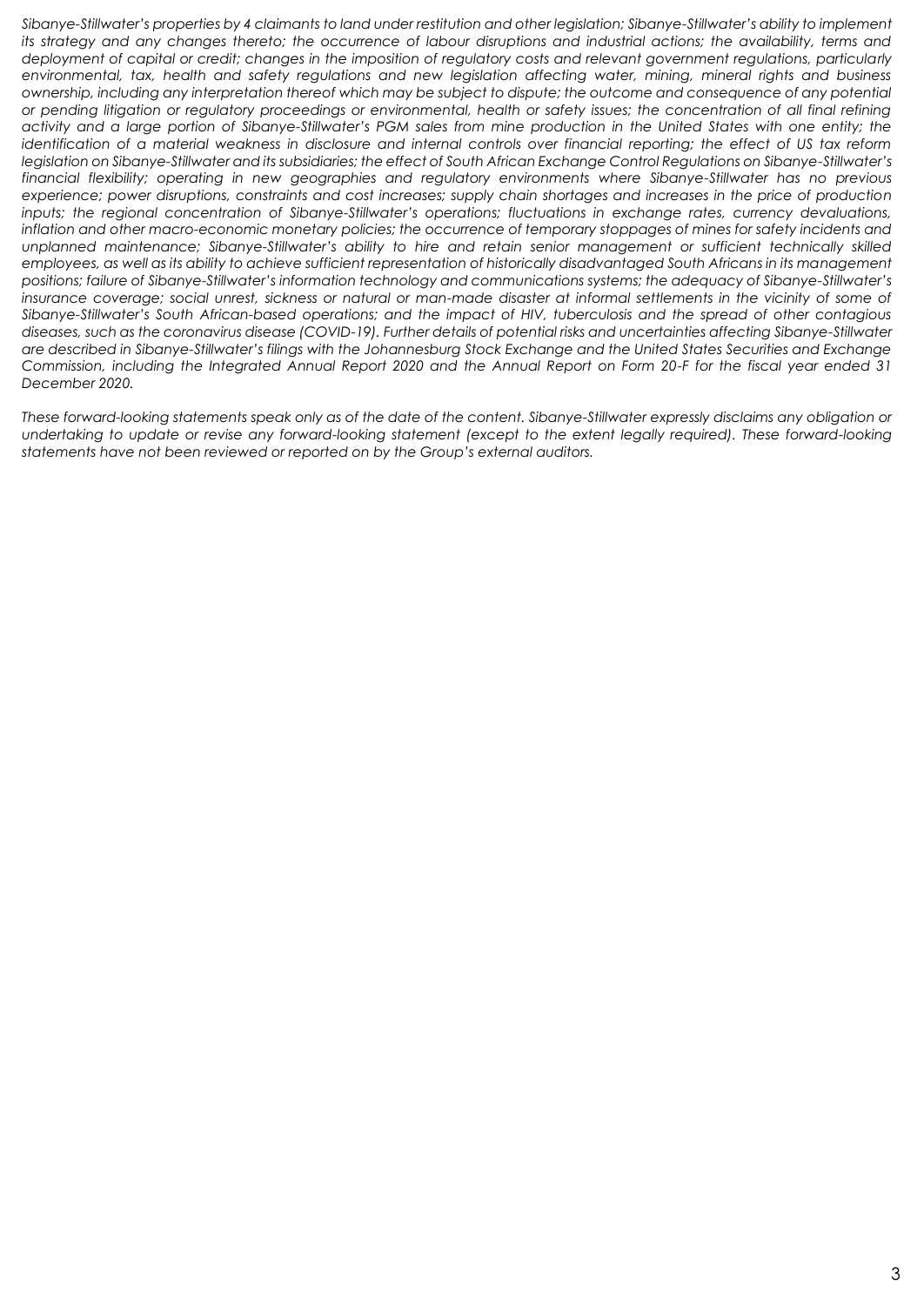*Sibanye-Stillwater's properties by 4 claimants to land under restitution and other legislation; Sibanye-Stillwater's ability to implement its strategy and any changes thereto; the occurrence of labour disruptions and industrial actions; the availability, terms and deployment of capital or credit; changes in the imposition of regulatory costs and relevant government regulations, particularly environmental, tax, health and safety regulations and new legislation affecting water, mining, mineral rights and business ownership, including any interpretation thereof which may be subject to dispute; the outcome and consequence of any potential or pending litigation or regulatory proceedings or environmental, health or safety issues; the concentration of all final refining activity and a large portion of Sibanye-Stillwater's PGM sales from mine production in the United States with one entity; the identification of a material weakness in disclosure and internal controls over financial reporting; the effect of US tax reform legislation on Sibanye-Stillwater and its subsidiaries; the effect of South African Exchange Control Regulations on Sibanye-Stillwater's financial flexibility; operating in new geographies and regulatory environments where Sibanye-Stillwater has no previous experience; power disruptions, constraints and cost increases; supply chain shortages and increases in the price of production inputs; the regional concentration of Sibanye-Stillwater's operations; fluctuations in exchange rates, currency devaluations, inflation and other macro-economic monetary policies; the occurrence of temporary stoppages of mines for safety incidents and unplanned maintenance; Sibanye-Stillwater's ability to hire and retain senior management or sufficient technically skilled employees, as well as its ability to achieve sufficient representation of historically disadvantaged South Africans in its management positions; failure of Sibanye-Stillwater's information technology and communications systems; the adequacy of Sibanye-Stillwater's insurance coverage; social unrest, sickness or natural or man-made disaster at informal settlements in the vicinity of some of Sibanye-Stillwater's South African-based operations; and the impact of HIV, tuberculosis and the spread of other contagious diseases, such as the coronavirus disease (COVID-19). Further details of potential risks and uncertainties affecting Sibanye-Stillwater are described in Sibanye-Stillwater's filings with the Johannesburg Stock Exchange and the United States Securities and Exchange Commission, including the Integrated Annual Report 2020 and the Annual Report on Form 20-F for the fiscal year ended 31 December 2020.*

*These forward-looking statements speak only as of the date of the content. Sibanye-Stillwater expressly disclaims any obligation or undertaking to update or revise any forward-looking statement (except to the extent legally required). These forward-looking statements have not been reviewed or reported on by the Group's external auditors.*